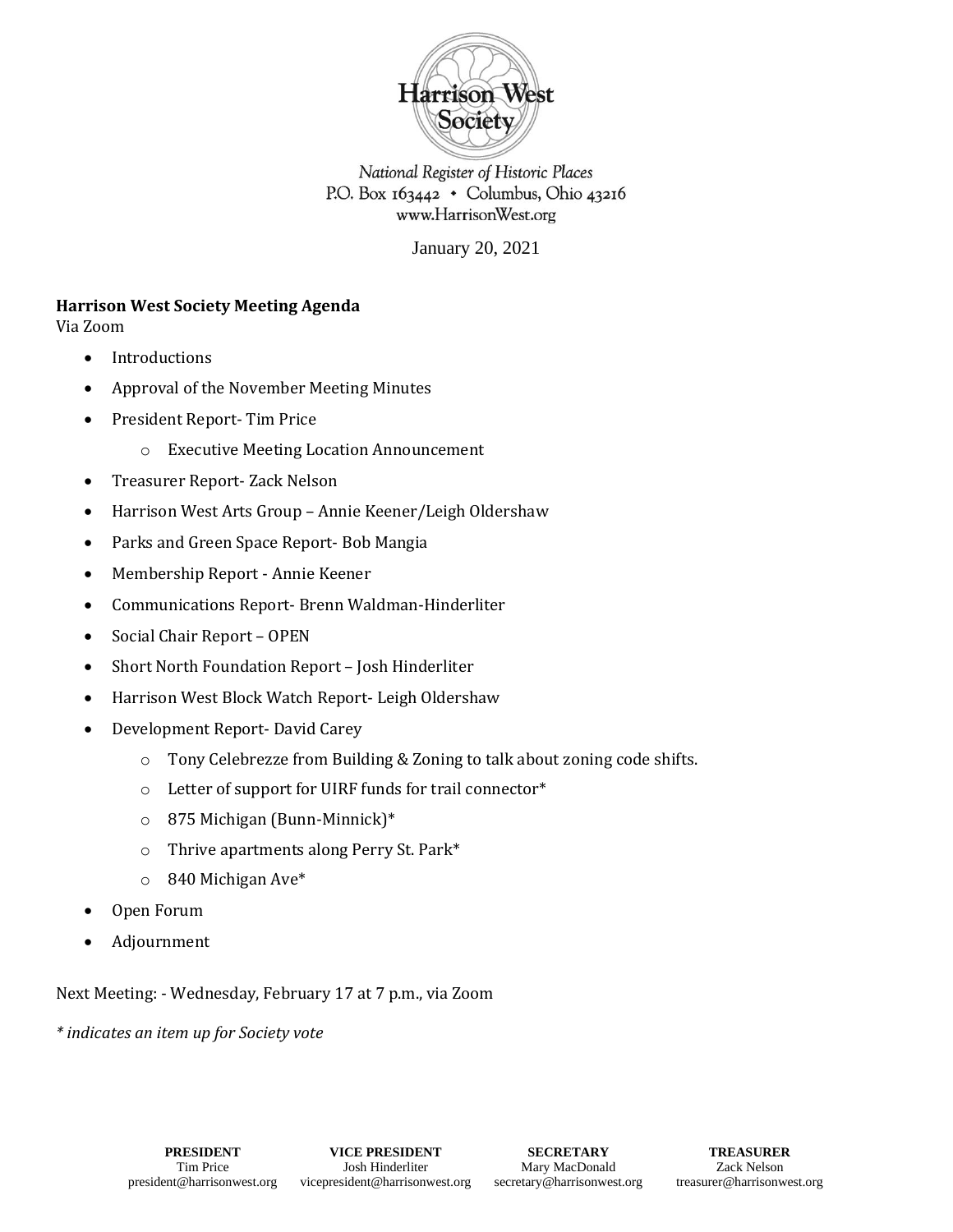Harrison West Society

National Register of Historic Places
P.O. Box 163442 • Columbus, Ohio 43216
www.HarrisonWest.org

January 20, 2021

**Harrison West Society Meeting Agenda**
Via Zoom

- Introductions
- Approval of the November Meeting Minutes
- President Report- Tim Price
  - Executive Meeting Location Announcement
- Treasurer Report- Zack Nelson
- Harrison West Arts Group – Annie Keener/Leigh Oldershaw
- Parks and Green Space Report- Bob Mangia
- Membership Report - Annie Keener
- Communications Report- Brenn Waldman-Hinderliter
- Social Chair Report – OPEN
- Short North Foundation Report – Josh Hinderliter
- Harrison West Block Watch Report- Leigh Oldershaw
- Development Report- David Carey
  - Tony Celebrezze from Building & Zoning to talk about zoning code shifts.
  - Letter of support for UIRF funds for trail connector*
  - 875 Michigan (Bunn-Minnick)*
  - Thrive apartments along Perry St. Park*
  - 840 Michigan Ave*
- Open Forum
- Adjournment

Next Meeting: - Wednesday, February 17 at 7 p.m., via Zoom

*\* indicates an item up for Society vote*

| PRESIDENT | VICE PRESIDENT | SECRETARY | TREASURER |
|---|---|---|---|
| Tim Price | Josh Hinderliter | Mary MacDonald | Zack Nelson |
| president@harrisonwest.org | vicepresident@harrisonwest.org | secretary@harrisonwest.org | treasurer@harrisonwest.org |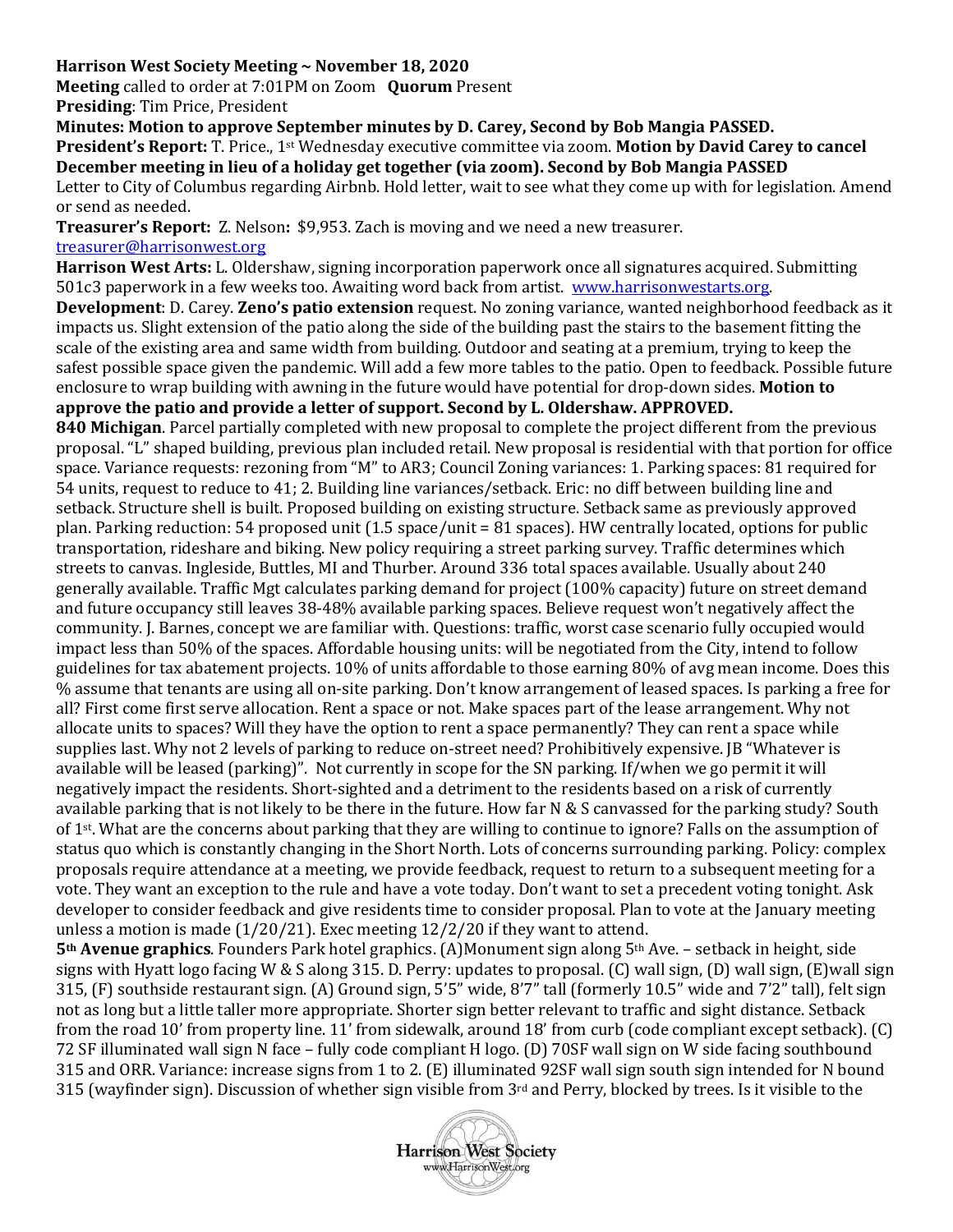**Harrison West Society Meeting ~ November 18, 2020**

**Meeting** called to order at 7:01PM on Zoom **Quorum** Present

**Presiding**: Tim Price, President

**Minutes: Motion to approve September minutes by D. Carey, Second by Bob Mangia PASSED.**

**President's Report:** T. Price., 1st Wednesday executive committee via zoom. **Motion by David Carey to cancel December meeting in lieu of a holiday get together (via zoom). Second by Bob Mangia PASSED**

Letter to City of Columbus regarding Airbnb. Hold letter, wait to see what they come up with for legislation. Amend or send as needed.

**Treasurer's Report:** Z. Nelson**:** $9,953. Zach is moving and we need a new treasurer. treasurer@harrisonwest.org

**Harrison West Arts:** L. Oldershaw, signing incorporation paperwork once all signatures acquired. Submitting 501c3 paperwork in a few weeks too. Awaiting word back from artist. www.harrisonwestarts.org.

**Development**: D. Carey. **Zeno's patio extension** request. No zoning variance, wanted neighborhood feedback as it impacts us. Slight extension of the patio along the side of the building past the stairs to the basement fitting the scale of the existing area and same width from building. Outdoor and seating at a premium, trying to keep the safest possible space given the pandemic. Will add a few more tables to the patio. Open to feedback. Possible future enclosure to wrap building with awning in the future would have potential for drop-down sides. **Motion to approve the patio and provide a letter of support. Second by L. Oldershaw. APPROVED.**

**840 Michigan**. Parcel partially completed with new proposal to complete the project different from the previous proposal. "L" shaped building, previous plan included retail. New proposal is residential with that portion for office space. Variance requests: rezoning from "M" to AR3; Council Zoning variances: 1. Parking spaces: 81 required for 54 units, request to reduce to 41; 2. Building line variances/setback. Eric: no diff between building line and setback. Structure shell is built. Proposed building on existing structure. Setback same as previously approved plan. Parking reduction: 54 proposed unit (1.5 space/unit = 81 spaces). HW centrally located, options for public transportation, rideshare and biking. New policy requiring a street parking survey. Traffic determines which streets to canvas. Ingleside, Buttles, MI and Thurber. Around 336 total spaces available. Usually about 240 generally available. Traffic Mgt calculates parking demand for project (100% capacity) future on street demand and future occupancy still leaves 38-48% available parking spaces. Believe request won't negatively affect the community. J. Barnes, concept we are familiar with. Questions: traffic, worst case scenario fully occupied would impact less than 50% of the spaces. Affordable housing units: will be negotiated from the City, intend to follow guidelines for tax abatement projects. 10% of units affordable to those earning 80% of avg mean income. Does this % assume that tenants are using all on-site parking. Don't know arrangement of leased spaces. Is parking a free for all? First come first serve allocation. Rent a space or not. Make spaces part of the lease arrangement. Why not allocate units to spaces? Will they have the option to rent a space permanently? They can rent a space while supplies last. Why not 2 levels of parking to reduce on-street need? Prohibitively expensive. JB "Whatever is available will be leased (parking)". Not currently in scope for the SN parking. If/when we go permit it will negatively impact the residents. Short-sighted and a detriment to the residents based on a risk of currently available parking that is not likely to be there in the future. How far N & S canvassed for the parking study? South of 1st. What are the concerns about parking that they are willing to continue to ignore? Falls on the assumption of status quo which is constantly changing in the Short North. Lots of concerns surrounding parking. Policy: complex proposals require attendance at a meeting, we provide feedback, request to return to a subsequent meeting for a vote. They want an exception to the rule and have a vote today. Don't want to set a precedent voting tonight. Ask developer to consider feedback and give residents time to consider proposal. Plan to vote at the January meeting unless a motion is made (1/20/21). Exec meeting 12/2/20 if they want to attend.

**5th Avenue graphics**. Founders Park hotel graphics. (A)Monument sign along 5th Ave. – setback in height, side signs with Hyatt logo facing W & S along 315. D. Perry: updates to proposal. (C) wall sign, (D) wall sign, (E)wall sign 315, (F) southside restaurant sign. (A) Ground sign, 5'5" wide, 8'7" tall (formerly 10.5" wide and 7'2" tall), felt sign not as long but a little taller more appropriate. Shorter sign better relevant to traffic and sight distance. Setback from the road 10' from property line. 11' from sidewalk, around 18' from curb (code compliant except setback). (C) 72 SF illuminated wall sign N face – fully code compliant H logo. (D) 70SF wall sign on W side facing southbound 315 and ORR. Variance: increase signs from 1 to 2. (E) illuminated 92SF wall sign south sign intended for N bound 315 (wayfinder sign). Discussion of whether sign visible from 3rd and Perry, blocked by trees. Is it visible to the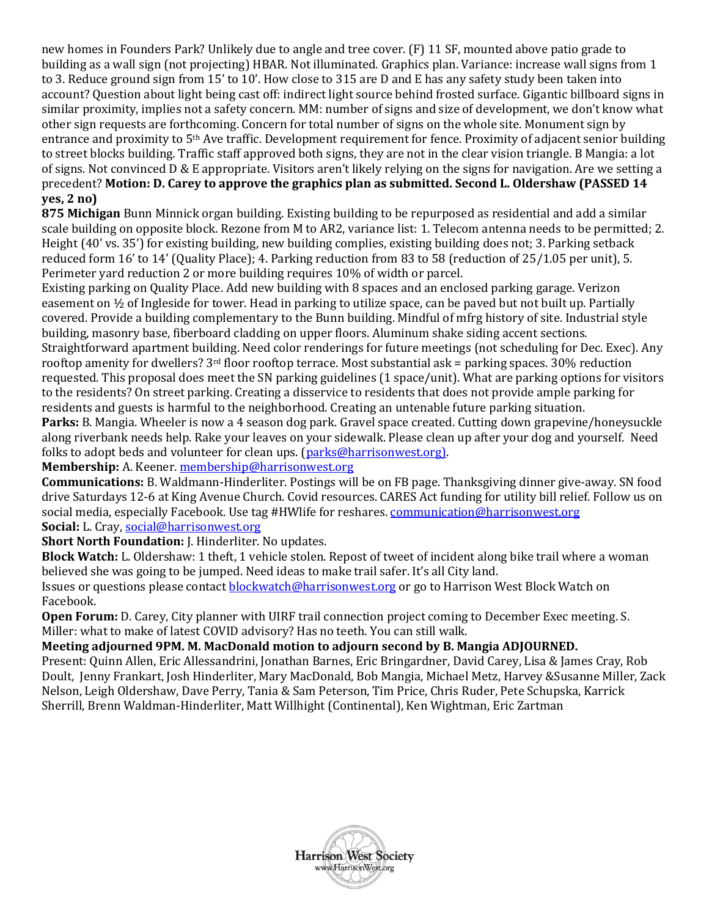new homes in Founders Park? Unlikely due to angle and tree cover. (F) 11 SF, mounted above patio grade to building as a wall sign (not projecting) HBAR. Not illuminated. Graphics plan. Variance: increase wall signs from 1 to 3. Reduce ground sign from 15' to 10'. How close to 315 are D and E has any safety study been taken into account? Question about light being cast off: indirect light source behind frosted surface. Gigantic billboard signs in similar proximity, implies not a safety concern. MM: number of signs and size of development, we don't know what other sign requests are forthcoming. Concern for total number of signs on the whole site. Monument sign by entrance and proximity to 5th Ave traffic. Development requirement for fence. Proximity of adjacent senior building to street blocks building. Traffic staff approved both signs, they are not in the clear vision triangle. B Mangia: a lot of signs. Not convinced D & E appropriate. Visitors aren't likely relying on the signs for navigation. Are we setting a precedent? **Motion: D. Carey to approve the graphics plan as submitted. Second L. Oldershaw (PASSED 14 yes, 2 no)**

**875 Michigan** Bunn Minnick organ building. Existing building to be repurposed as residential and add a similar scale building on opposite block. Rezone from M to AR2, variance list: 1. Telecom antenna needs to be permitted; 2. Height (40' vs. 35') for existing building, new building complies, existing building does not; 3. Parking setback reduced form 16' to 14' (Quality Place); 4. Parking reduction from 83 to 58 (reduction of 25/1.05 per unit), 5. Perimeter yard reduction 2 or more building requires 10% of width or parcel.

Existing parking on Quality Place. Add new building with 8 spaces and an enclosed parking garage. Verizon easement on ½ of Ingleside for tower. Head in parking to utilize space, can be paved but not built up. Partially covered. Provide a building complementary to the Bunn building. Mindful of mfrg history of site. Industrial style building, masonry base, fiberboard cladding on upper floors. Aluminum shake siding accent sections. Straightforward apartment building. Need color renderings for future meetings (not scheduling for Dec. Exec). Any rooftop amenity for dwellers? 3rd floor rooftop terrace. Most substantial ask = parking spaces. 30% reduction requested. This proposal does meet the SN parking guidelines (1 space/unit). What are parking options for visitors to the residents? On street parking. Creating a disservice to residents that does not provide ample parking for residents and guests is harmful to the neighborhood. Creating an untenable future parking situation.

**Parks:** B. Mangia. Wheeler is now a 4 season dog park. Gravel space created. Cutting down grapevine/honeysuckle along riverbank needs help. Rake your leaves on your sidewalk. Please clean up after your dog and yourself. Need folks to adopt beds and volunteer for clean ups. (parks@harrisonwest.org).

**Membership:** A. Keener. membership@harrisonwest.org

**Communications:** B. Waldmann-Hinderliter. Postings will be on FB page. Thanksgiving dinner give-away. SN food drive Saturdays 12-6 at King Avenue Church. Covid resources. CARES Act funding for utility bill relief. Follow us on social media, especially Facebook. Use tag #HWlife for reshares. communication@harrisonwest.org

**Social:** L. Cray, social@harrisonwest.org

**Short North Foundation:** J. Hinderliter. No updates.

**Block Watch:** L. Oldershaw: 1 theft, 1 vehicle stolen. Repost of tweet of incident along bike trail where a woman believed she was going to be jumped. Need ideas to make trail safer. It's all City land.

Issues or questions please contact blockwatch@harrisonwest.org or go to Harrison West Block Watch on Facebook.

**Open Forum:** D. Carey, City planner with UIRF trail connection project coming to December Exec meeting. S. Miller: what to make of latest COVID advisory? Has no teeth. You can still walk.

**Meeting adjourned 9PM. M. MacDonald motion to adjourn second by B. Mangia ADJOURNED.**

Present: Quinn Allen, Eric Allessandrini, Jonathan Barnes, Eric Bringardner, David Carey, Lisa & James Cray, Rob Doult, Jenny Frankart, Josh Hinderliter, Mary MacDonald, Bob Mangia, Michael Metz, Harvey &Susanne Miller, Zack Nelson, Leigh Oldershaw, Dave Perry, Tania & Sam Peterson, Tim Price, Chris Ruder, Pete Schupska, Karrick Sherrill, Brenn Waldman-Hinderliter, Matt Willhight (Continental), Ken Wightman, Eric Zartman

Harrison West Society
www.HarrisonWest.org